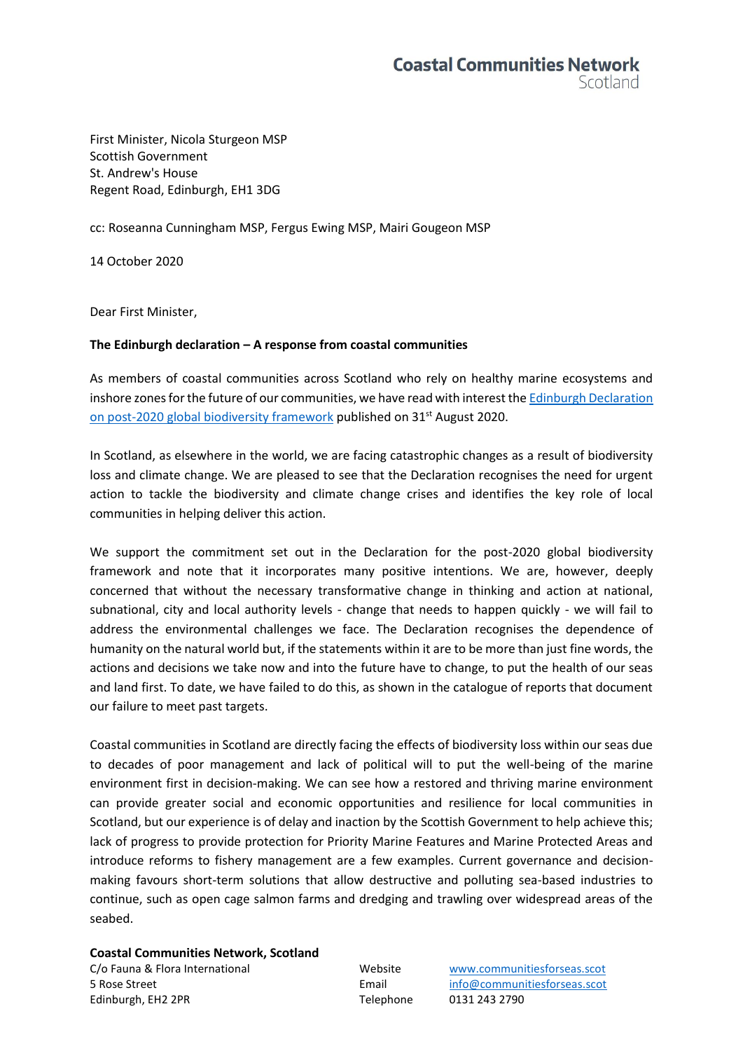**Coastal Communities Network**
Scotland

First Minister, Nicola Sturgeon MSP
Scottish Government
St. Andrew's House
Regent Road, Edinburgh, EH1 3DG

cc: Roseanna Cunningham MSP, Fergus Ewing MSP, Mairi Gougeon MSP

14 October 2020

Dear First Minister,

**The Edinburgh declaration – A response from coastal communities**

As members of coastal communities across Scotland who rely on healthy marine ecosystems and inshore zones for the future of our communities, we have read with interest the [Edinburgh Declaration on post-2020 global biodiversity framework]() published on 31st August 2020.

In Scotland, as elsewhere in the world, we are facing catastrophic changes as a result of biodiversity loss and climate change. We are pleased to see that the Declaration recognises the need for urgent action to tackle the biodiversity and climate change crises and identifies the key role of local communities in helping deliver this action.

We support the commitment set out in the Declaration for the post-2020 global biodiversity framework and note that it incorporates many positive intentions. We are, however, deeply concerned that without the necessary transformative change in thinking and action at national, subnational, city and local authority levels - change that needs to happen quickly - we will fail to address the environmental challenges we face. The Declaration recognises the dependence of humanity on the natural world but, if the statements within it are to be more than just fine words, the actions and decisions we take now and into the future have to change, to put the health of our seas and land first. To date, we have failed to do this, as shown in the catalogue of reports that document our failure to meet past targets.

Coastal communities in Scotland are directly facing the effects of biodiversity loss within our seas due to decades of poor management and lack of political will to put the well-being of the marine environment first in decision-making. We can see how a restored and thriving marine environment can provide greater social and economic opportunities and resilience for local communities in Scotland, but our experience is of delay and inaction by the Scottish Government to help achieve this; lack of progress to provide protection for Priority Marine Features and Marine Protected Areas and introduce reforms to fishery management are a few examples. Current governance and decision-making favours short-term solutions that allow destructive and polluting sea-based industries to continue, such as open cage salmon farms and dredging and trawling over widespread areas of the seabed.

**Coastal Communities Network, Scotland**
C/o Fauna & Flora International
5 Rose Street
Edinburgh, EH2 2PR

Website: www.communitiesforseas.scot
Email: info@communitiesforseas.scot
Telephone: 0131 243 2790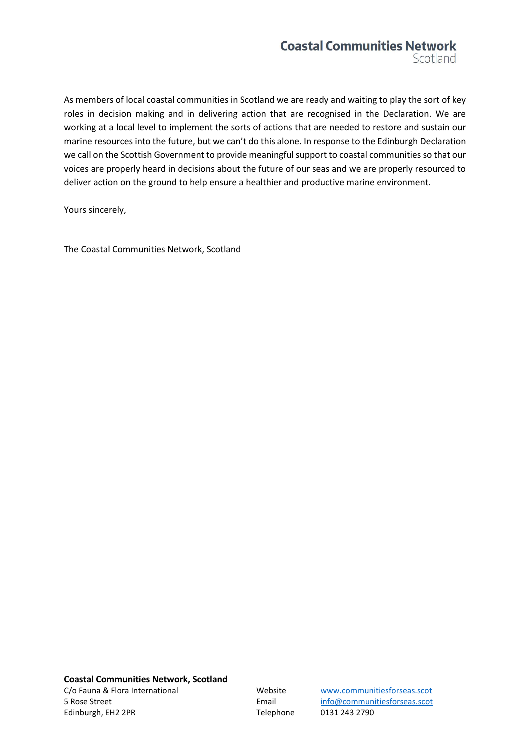As members of local coastal communities in Scotland we are ready and waiting to play the sort of key roles in decision making and in delivering action that are recognised in the Declaration. We are working at a local level to implement the sorts of actions that are needed to restore and sustain our marine resources into the future, but we can't do this alone. In response to the Edinburgh Declaration we call on the Scottish Government to provide meaningful support to coastal communities so that our voices are properly heard in decisions about the future of our seas and we are properly resourced to deliver action on the ground to help ensure a healthier and productive marine environment.

Yours sincerely,

The Coastal Communities Network, Scotland

**Coastal Communities Network, Scotland**
C/o Fauna & Flora International
5 Rose Street
Edinburgh, EH2 2PR

Website www.communitiesforseas.scot
Email info@communitiesforseas.scot
Telephone 0131 243 2790